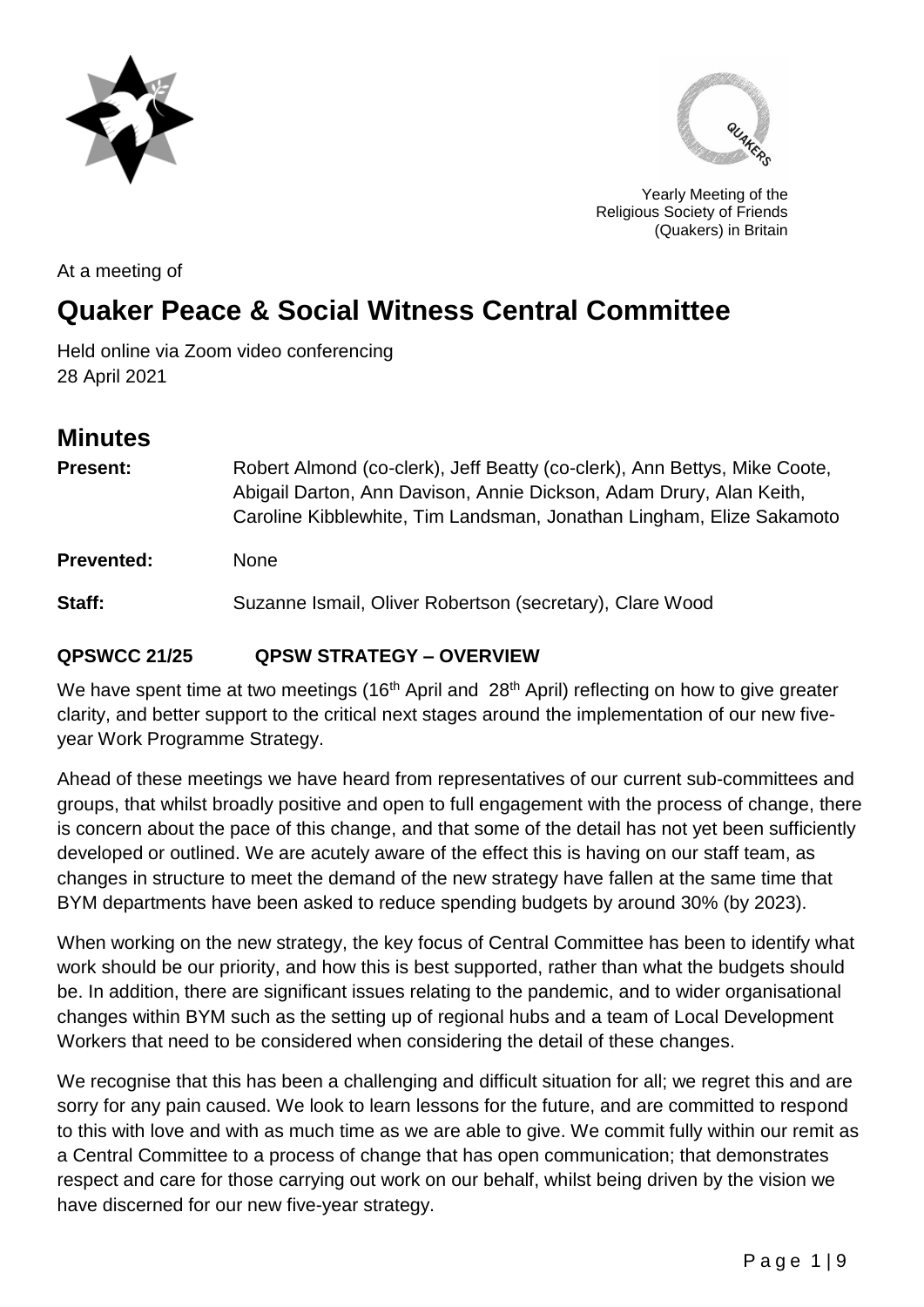Yearly Meeting of the Religious Society of Friends (Quakers) in Britain

At a meeting of

# Quaker Peace & Social Witness Central Committee

Held online via Zoom video conferencing
28 April 2021

## Minutes

**Present:** Robert Almond (co-clerk), Jeff Beatty (co-clerk), Ann Bettys, Mike Coote, Abigail Darton, Ann Davison, Annie Dickson, Adam Drury, Alan Keith, Caroline Kibblewhite, Tim Landsman, Jonathan Lingham, Elize Sakamoto

**Prevented:** None

**Staff:** Suzanne Ismail, Oliver Robertson (secretary), Clare Wood

### QPSWCC 21/25 QPSW STRATEGY – OVERVIEW

We have spent time at two meetings (16th April and 28th April) reflecting on how to give greater clarity, and better support to the critical next stages around the implementation of our new five-year Work Programme Strategy.

Ahead of these meetings we have heard from representatives of our current sub-committees and groups, that whilst broadly positive and open to full engagement with the process of change, there is concern about the pace of this change, and that some of the detail has not yet been sufficiently developed or outlined. We are acutely aware of the effect this is having on our staff team, as changes in structure to meet the demand of the new strategy have fallen at the same time that BYM departments have been asked to reduce spending budgets by around 30% (by 2023).

When working on the new strategy, the key focus of Central Committee has been to identify what work should be our priority, and how this is best supported, rather than what the budgets should be. In addition, there are significant issues relating to the pandemic, and to wider organisational changes within BYM such as the setting up of regional hubs and a team of Local Development Workers that need to be considered when considering the detail of these changes.

We recognise that this has been a challenging and difficult situation for all; we regret this and are sorry for any pain caused. We look to learn lessons for the future, and are committed to respond to this with love and with as much time as we are able to give. We commit fully within our remit as a Central Committee to a process of change that has open communication; that demonstrates respect and care for those carrying out work on our behalf, whilst being driven by the vision we have discerned for our new five-year strategy.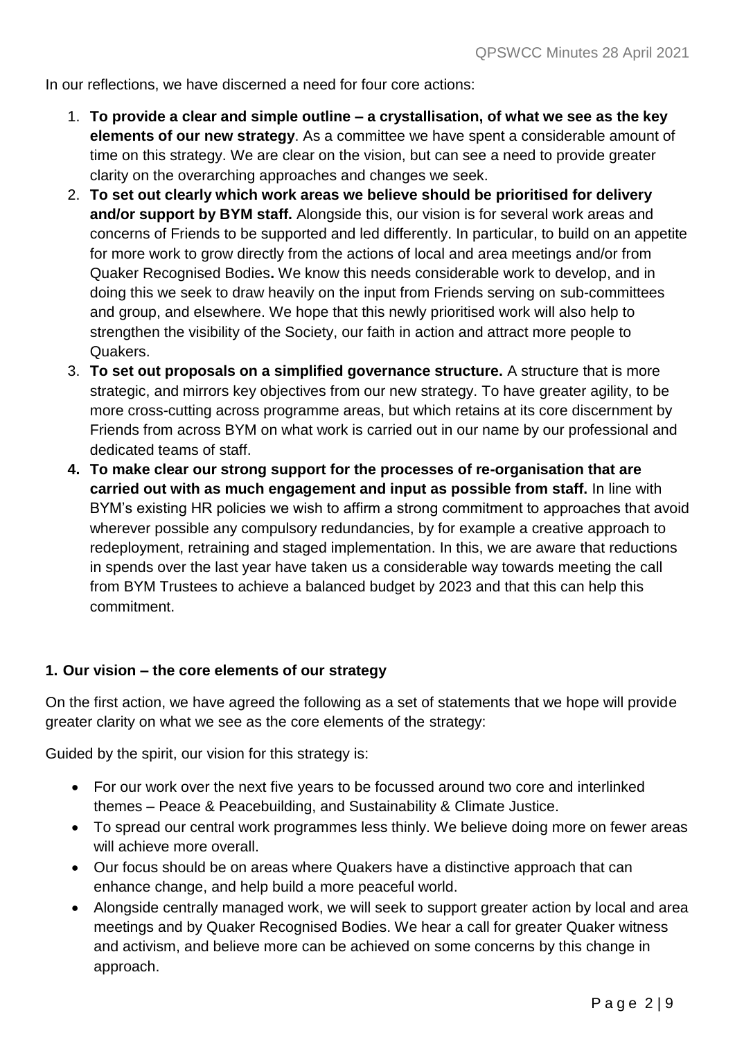In our reflections, we have discerned a need for four core actions:

1. **To provide a clear and simple outline – a crystallisation, of what we see as the key elements of our new strategy**. As a committee we have spent a considerable amount of time on this strategy. We are clear on the vision, but can see a need to provide greater clarity on the overarching approaches and changes we seek.
2. **To set out clearly which work areas we believe should be prioritised for delivery and/or support by BYM staff.** Alongside this, our vision is for several work areas and concerns of Friends to be supported and led differently. In particular, to build on an appetite for more work to grow directly from the actions of local and area meetings and/or from Quaker Recognised Bodies**.** We know this needs considerable work to develop, and in doing this we seek to draw heavily on the input from Friends serving on sub-committees and group, and elsewhere. We hope that this newly prioritised work will also help to strengthen the visibility of the Society, our faith in action and attract more people to Quakers.
3. **To set out proposals on a simplified governance structure.** A structure that is more strategic, and mirrors key objectives from our new strategy. To have greater agility, to be more cross-cutting across programme areas, but which retains at its core discernment by Friends from across BYM on what work is carried out in our name by our professional and dedicated teams of staff.
4. **To make clear our strong support for the processes of re-organisation that are carried out with as much engagement and input as possible from staff.** In line with BYM's existing HR policies we wish to affirm a strong commitment to approaches that avoid wherever possible any compulsory redundancies, by for example a creative approach to redeployment, retraining and staged implementation. In this, we are aware that reductions in spends over the last year have taken us a considerable way towards meeting the call from BYM Trustees to achieve a balanced budget by 2023 and that this can help this commitment.

### 1. Our vision – the core elements of our strategy

On the first action, we have agreed the following as a set of statements that we hope will provide greater clarity on what we see as the core elements of the strategy:

Guided by the spirit, our vision for this strategy is:

- For our work over the next five years to be focussed around two core and interlinked themes – Peace & Peacebuilding, and Sustainability & Climate Justice.
- To spread our central work programmes less thinly. We believe doing more on fewer areas will achieve more overall.
- Our focus should be on areas where Quakers have a distinctive approach that can enhance change, and help build a more peaceful world.
- Alongside centrally managed work, we will seek to support greater action by local and area meetings and by Quaker Recognised Bodies. We hear a call for greater Quaker witness and activism, and believe more can be achieved on some concerns by this change in approach.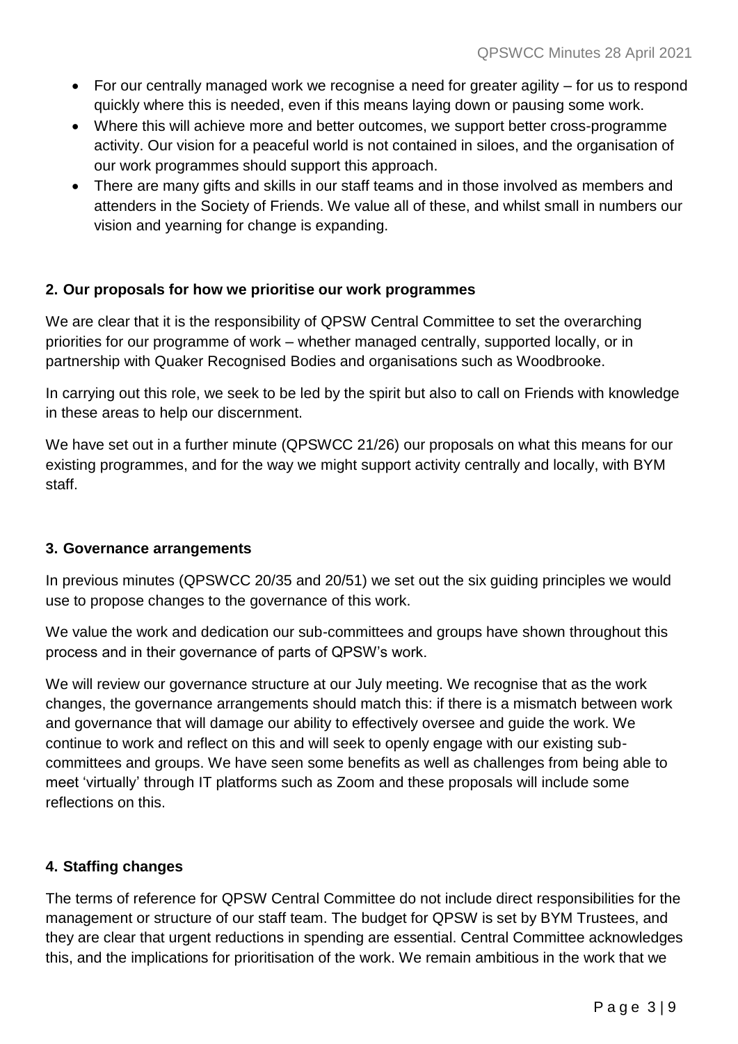- For our centrally managed work we recognise a need for greater agility – for us to respond quickly where this is needed, even if this means laying down or pausing some work.
- Where this will achieve more and better outcomes, we support better cross-programme activity. Our vision for a peaceful world is not contained in siloes, and the organisation of our work programmes should support this approach.
- There are many gifts and skills in our staff teams and in those involved as members and attenders in the Society of Friends. We value all of these, and whilst small in numbers our vision and yearning for change is expanding.

**2. Our proposals for how we prioritise our work programmes**

We are clear that it is the responsibility of QPSW Central Committee to set the overarching priorities for our programme of work – whether managed centrally, supported locally, or in partnership with Quaker Recognised Bodies and organisations such as Woodbrooke.

In carrying out this role, we seek to be led by the spirit but also to call on Friends with knowledge in these areas to help our discernment.

We have set out in a further minute (QPSWCC 21/26) our proposals on what this means for our existing programmes, and for the way we might support activity centrally and locally, with BYM staff.

**3. Governance arrangements**

In previous minutes (QPSWCC 20/35 and 20/51) we set out the six guiding principles we would use to propose changes to the governance of this work.

We value the work and dedication our sub-committees and groups have shown throughout this process and in their governance of parts of QPSW's work.

We will review our governance structure at our July meeting. We recognise that as the work changes, the governance arrangements should match this: if there is a mismatch between work and governance that will damage our ability to effectively oversee and guide the work. We continue to work and reflect on this and will seek to openly engage with our existing sub-committees and groups. We have seen some benefits as well as challenges from being able to meet 'virtually' through IT platforms such as Zoom and these proposals will include some reflections on this.

**4. Staffing changes**

The terms of reference for QPSW Central Committee do not include direct responsibilities for the management or structure of our staff team. The budget for QPSW is set by BYM Trustees, and they are clear that urgent reductions in spending are essential. Central Committee acknowledges this, and the implications for prioritisation of the work. We remain ambitious in the work that we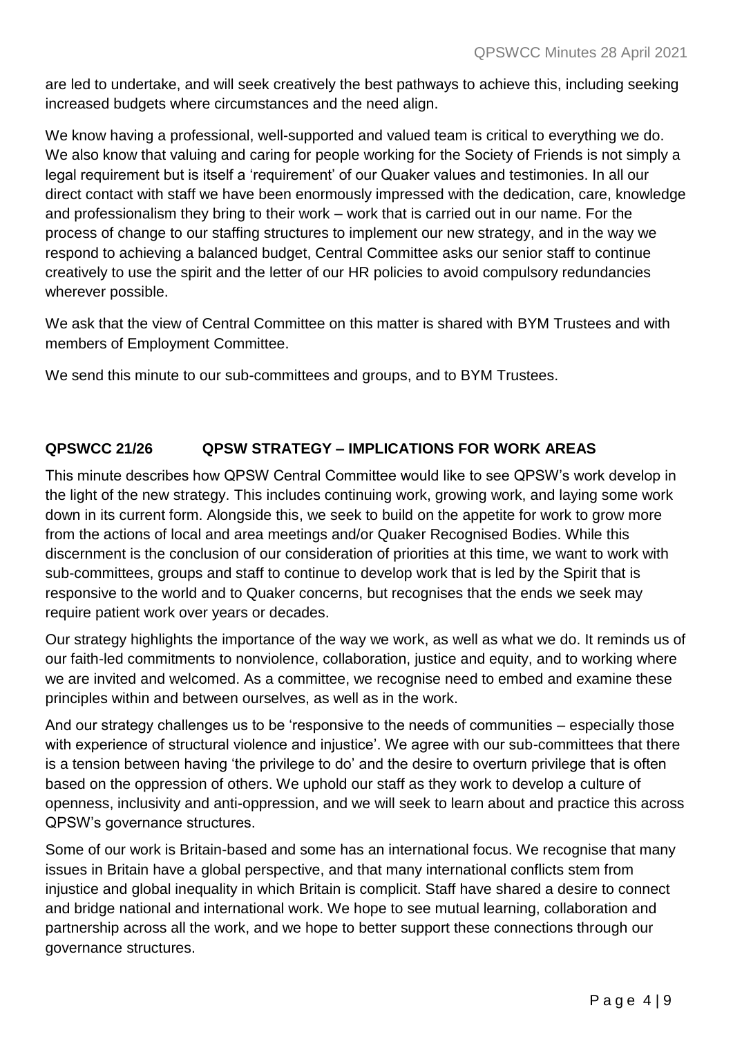are led to undertake, and will seek creatively the best pathways to achieve this, including seeking increased budgets where circumstances and the need align.

We know having a professional, well-supported and valued team is critical to everything we do. We also know that valuing and caring for people working for the Society of Friends is not simply a legal requirement but is itself a 'requirement' of our Quaker values and testimonies. In all our direct contact with staff we have been enormously impressed with the dedication, care, knowledge and professionalism they bring to their work – work that is carried out in our name. For the process of change to our staffing structures to implement our new strategy, and in the way we respond to achieving a balanced budget, Central Committee asks our senior staff to continue creatively to use the spirit and the letter of our HR policies to avoid compulsory redundancies wherever possible.

We ask that the view of Central Committee on this matter is shared with BYM Trustees and with members of Employment Committee.

We send this minute to our sub-committees and groups, and to BYM Trustees.

## QPSWCC 21/26 QPSW STRATEGY – IMPLICATIONS FOR WORK AREAS

This minute describes how QPSW Central Committee would like to see QPSW's work develop in the light of the new strategy. This includes continuing work, growing work, and laying some work down in its current form. Alongside this, we seek to build on the appetite for work to grow more from the actions of local and area meetings and/or Quaker Recognised Bodies. While this discernment is the conclusion of our consideration of priorities at this time, we want to work with sub-committees, groups and staff to continue to develop work that is led by the Spirit that is responsive to the world and to Quaker concerns, but recognises that the ends we seek may require patient work over years or decades.

Our strategy highlights the importance of the way we work, as well as what we do. It reminds us of our faith-led commitments to nonviolence, collaboration, justice and equity, and to working where we are invited and welcomed. As a committee, we recognise need to embed and examine these principles within and between ourselves, as well as in the work.

And our strategy challenges us to be 'responsive to the needs of communities – especially those with experience of structural violence and injustice'. We agree with our sub-committees that there is a tension between having 'the privilege to do' and the desire to overturn privilege that is often based on the oppression of others. We uphold our staff as they work to develop a culture of openness, inclusivity and anti-oppression, and we will seek to learn about and practice this across QPSW's governance structures.

Some of our work is Britain-based and some has an international focus. We recognise that many issues in Britain have a global perspective, and that many international conflicts stem from injustice and global inequality in which Britain is complicit. Staff have shared a desire to connect and bridge national and international work. We hope to see mutual learning, collaboration and partnership across all the work, and we hope to better support these connections through our governance structures.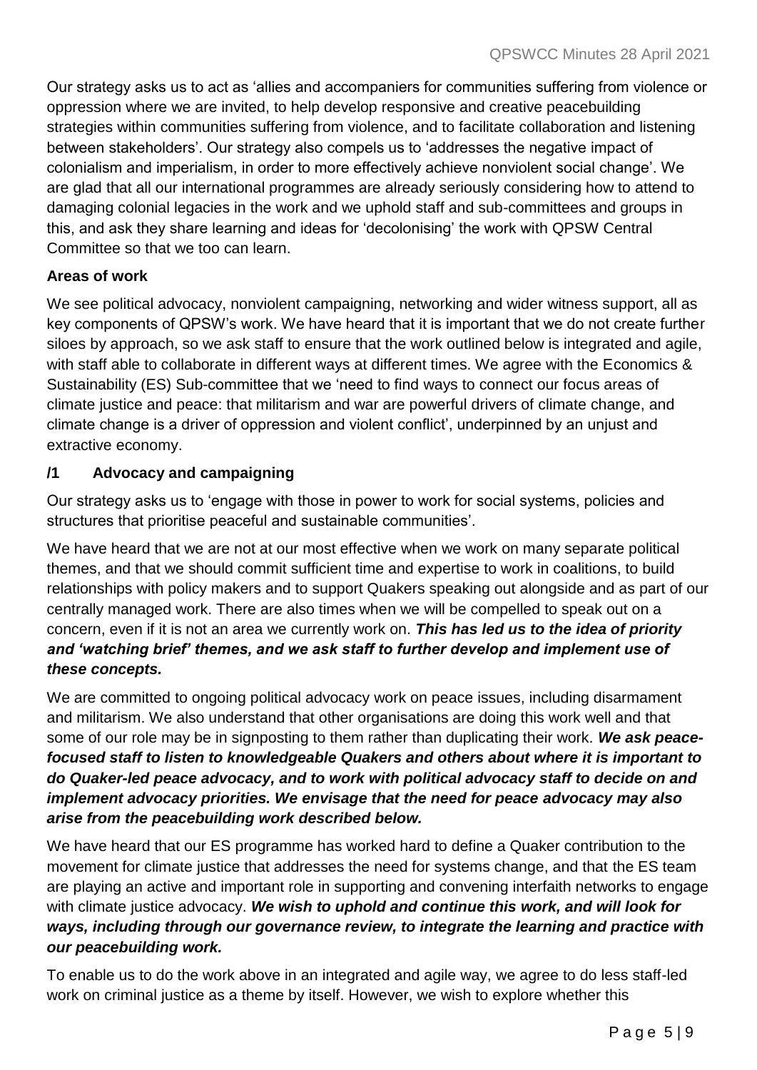Our strategy asks us to act as 'allies and accompaniers for communities suffering from violence or oppression where we are invited, to help develop responsive and creative peacebuilding strategies within communities suffering from violence, and to facilitate collaboration and listening between stakeholders'. Our strategy also compels us to 'addresses the negative impact of colonialism and imperialism, in order to more effectively achieve nonviolent social change'. We are glad that all our international programmes are already seriously considering how to attend to damaging colonial legacies in the work and we uphold staff and sub-committees and groups in this, and ask they share learning and ideas for 'decolonising' the work with QPSW Central Committee so that we too can learn.

**Areas of work**

We see political advocacy, nonviolent campaigning, networking and wider witness support, all as key components of QPSW's work. We have heard that it is important that we do not create further siloes by approach, so we ask staff to ensure that the work outlined below is integrated and agile, with staff able to collaborate in different ways at different times. We agree with the Economics & Sustainability (ES) Sub-committee that we 'need to find ways to connect our focus areas of climate justice and peace: that militarism and war are powerful drivers of climate change, and climate change is a driver of oppression and violent conflict', underpinned by an unjust and extractive economy.

**/1 Advocacy and campaigning**

Our strategy asks us to 'engage with those in power to work for social systems, policies and structures that prioritise peaceful and sustainable communities'.

We have heard that we are not at our most effective when we work on many separate political themes, and that we should commit sufficient time and expertise to work in coalitions, to build relationships with policy makers and to support Quakers speaking out alongside and as part of our centrally managed work. There are also times when we will be compelled to speak out on a concern, even if it is not an area we currently work on. ***This has led us to the idea of priority and 'watching brief' themes, and we ask staff to further develop and implement use of these concepts.***

We are committed to ongoing political advocacy work on peace issues, including disarmament and militarism. We also understand that other organisations are doing this work well and that some of our role may be in signposting to them rather than duplicating their work. ***We ask peace-focused staff to listen to knowledgeable Quakers and others about where it is important to do Quaker-led peace advocacy, and to work with political advocacy staff to decide on and implement advocacy priorities. We envisage that the need for peace advocacy may also arise from the peacebuilding work described below.***

We have heard that our ES programme has worked hard to define a Quaker contribution to the movement for climate justice that addresses the need for systems change, and that the ES team are playing an active and important role in supporting and convening interfaith networks to engage with climate justice advocacy. ***We wish to uphold and continue this work, and will look for ways, including through our governance review, to integrate the learning and practice with our peacebuilding work.***

To enable us to do the work above in an integrated and agile way, we agree to do less staff-led work on criminal justice as a theme by itself. However, we wish to explore whether this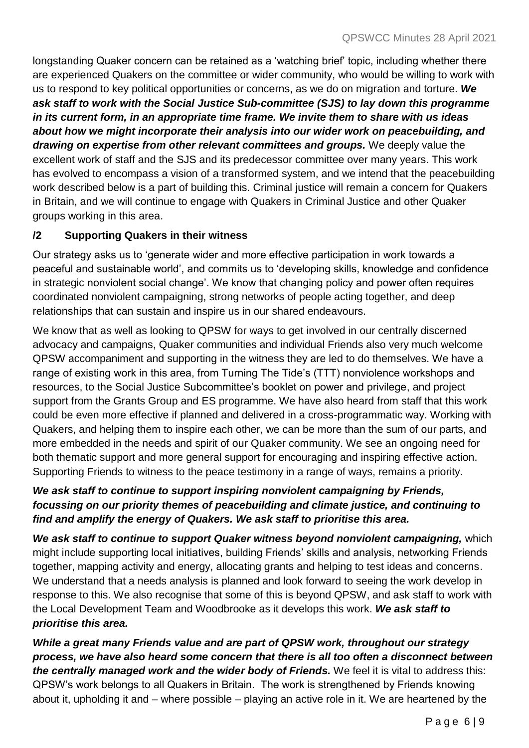longstanding Quaker concern can be retained as a 'watching brief' topic, including whether there are experienced Quakers on the committee or wider community, who would be willing to work with us to respond to key political opportunities or concerns, as we do on migration and torture. ***We ask staff to work with the Social Justice Sub-committee (SJS) to lay down this programme in its current form, in an appropriate time frame. We invite them to share with us ideas about how we might incorporate their analysis into our wider work on peacebuilding, and drawing on expertise from other relevant committees and groups.*** We deeply value the excellent work of staff and the SJS and its predecessor committee over many years. This work has evolved to encompass a vision of a transformed system, and we intend that the peacebuilding work described below is a part of building this. Criminal justice will remain a concern for Quakers in Britain, and we will continue to engage with Quakers in Criminal Justice and other Quaker groups working in this area.

## /2 Supporting Quakers in their witness

Our strategy asks us to 'generate wider and more effective participation in work towards a peaceful and sustainable world', and commits us to 'developing skills, knowledge and confidence in strategic nonviolent social change'. We know that changing policy and power often requires coordinated nonviolent campaigning, strong networks of people acting together, and deep relationships that can sustain and inspire us in our shared endeavours.

We know that as well as looking to QPSW for ways to get involved in our centrally discerned advocacy and campaigns, Quaker communities and individual Friends also very much welcome QPSW accompaniment and supporting in the witness they are led to do themselves. We have a range of existing work in this area, from Turning The Tide's (TTT) nonviolence workshops and resources, to the Social Justice Subcommittee's booklet on power and privilege, and project support from the Grants Group and ES programme. We have also heard from staff that this work could be even more effective if planned and delivered in a cross-programmatic way. Working with Quakers, and helping them to inspire each other, we can be more than the sum of our parts, and more embedded in the needs and spirit of our Quaker community. We see an ongoing need for both thematic support and more general support for encouraging and inspiring effective action. Supporting Friends to witness to the peace testimony in a range of ways, remains a priority.

***We ask staff to continue to support inspiring nonviolent campaigning by Friends, focussing on our priority themes of peacebuilding and climate justice, and continuing to find and amplify the energy of Quakers. We ask staff to prioritise this area.***

***We ask staff to continue to support Quaker witness beyond nonviolent campaigning,*** which might include supporting local initiatives, building Friends' skills and analysis, networking Friends together, mapping activity and energy, allocating grants and helping to test ideas and concerns. We understand that a needs analysis is planned and look forward to seeing the work develop in response to this. We also recognise that some of this is beyond QPSW, and ask staff to work with the Local Development Team and Woodbrooke as it develops this work. ***We ask staff to prioritise this area.***

***While a great many Friends value and are part of QPSW work, throughout our strategy process, we have also heard some concern that there is all too often a disconnect between the centrally managed work and the wider body of Friends.*** We feel it is vital to address this: QPSW's work belongs to all Quakers in Britain. The work is strengthened by Friends knowing about it, upholding it and – where possible – playing an active role in it. We are heartened by the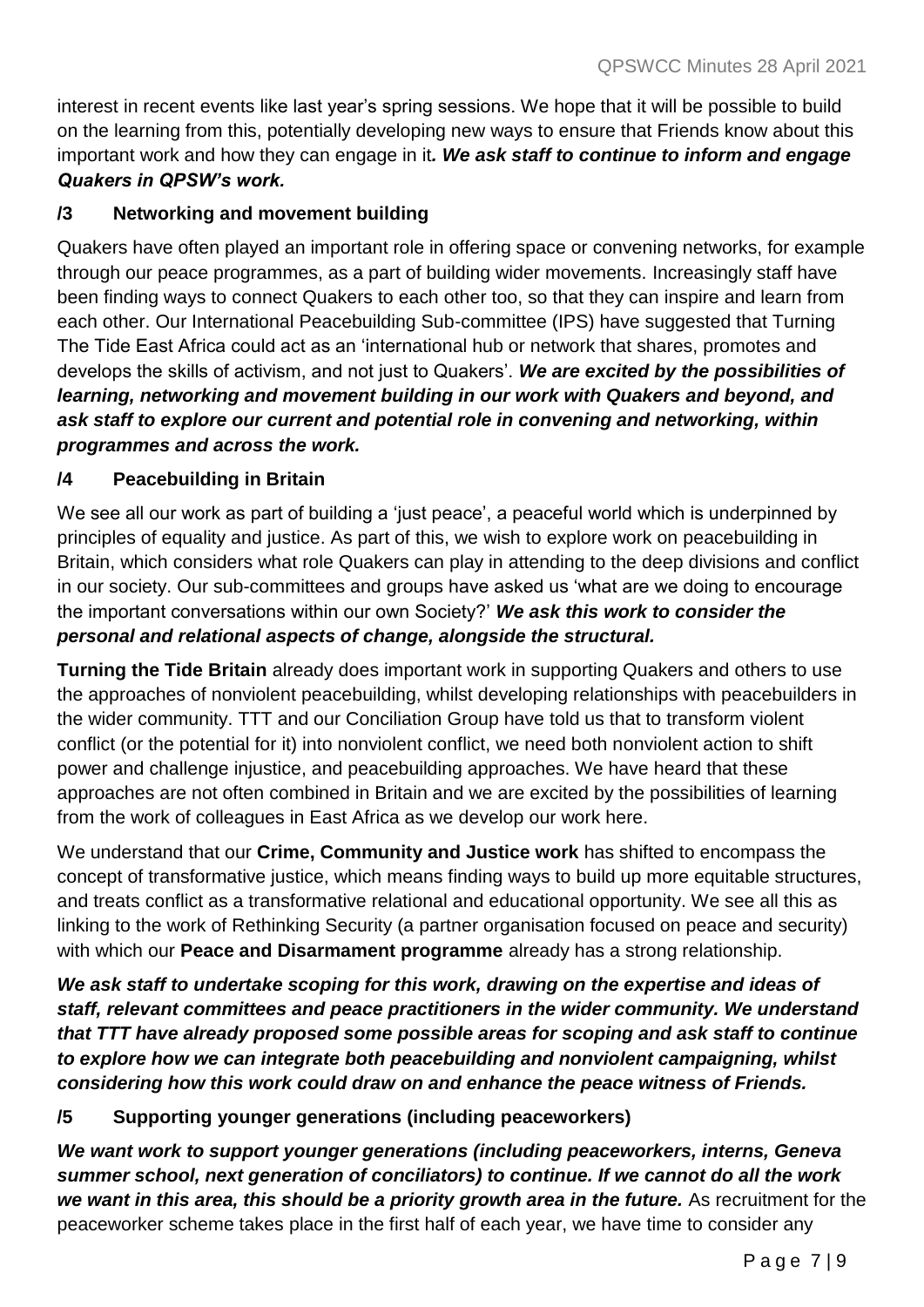interest in recent events like last year's spring sessions. We hope that it will be possible to build on the learning from this, potentially developing new ways to ensure that Friends know about this important work and how they can engage in it***. We ask staff to continue to inform and engage Quakers in QPSW's work.***

### /3 Networking and movement building

Quakers have often played an important role in offering space or convening networks, for example through our peace programmes, as a part of building wider movements. Increasingly staff have been finding ways to connect Quakers to each other too, so that they can inspire and learn from each other. Our International Peacebuilding Sub-committee (IPS) have suggested that Turning The Tide East Africa could act as an 'international hub or network that shares, promotes and develops the skills of activism, and not just to Quakers'. ***We are excited by the possibilities of learning, networking and movement building in our work with Quakers and beyond, and ask staff to explore our current and potential role in convening and networking, within programmes and across the work.***

### /4 Peacebuilding in Britain

We see all our work as part of building a 'just peace', a peaceful world which is underpinned by principles of equality and justice. As part of this, we wish to explore work on peacebuilding in Britain, which considers what role Quakers can play in attending to the deep divisions and conflict in our society. Our sub-committees and groups have asked us 'what are we doing to encourage the important conversations within our own Society?' ***We ask this work to consider the personal and relational aspects of change, alongside the structural.***

**Turning the Tide Britain** already does important work in supporting Quakers and others to use the approaches of nonviolent peacebuilding, whilst developing relationships with peacebuilders in the wider community. TTT and our Conciliation Group have told us that to transform violent conflict (or the potential for it) into nonviolent conflict, we need both nonviolent action to shift power and challenge injustice, and peacebuilding approaches. We have heard that these approaches are not often combined in Britain and we are excited by the possibilities of learning from the work of colleagues in East Africa as we develop our work here.

We understand that our **Crime, Community and Justice work** has shifted to encompass the concept of transformative justice, which means finding ways to build up more equitable structures, and treats conflict as a transformative relational and educational opportunity. We see all this as linking to the work of Rethinking Security (a partner organisation focused on peace and security) with which our **Peace and Disarmament programme** already has a strong relationship.

***We ask staff to undertake scoping for this work, drawing on the expertise and ideas of staff, relevant committees and peace practitioners in the wider community. We understand that TTT have already proposed some possible areas for scoping and ask staff to continue to explore how we can integrate both peacebuilding and nonviolent campaigning, whilst considering how this work could draw on and enhance the peace witness of Friends.***

### /5 Supporting younger generations (including peaceworkers)

***We want work to support younger generations (including peaceworkers, interns, Geneva summer school, next generation of conciliators) to continue. If we cannot do all the work we want in this area, this should be a priority growth area in the future.*** As recruitment for the peaceworker scheme takes place in the first half of each year, we have time to consider any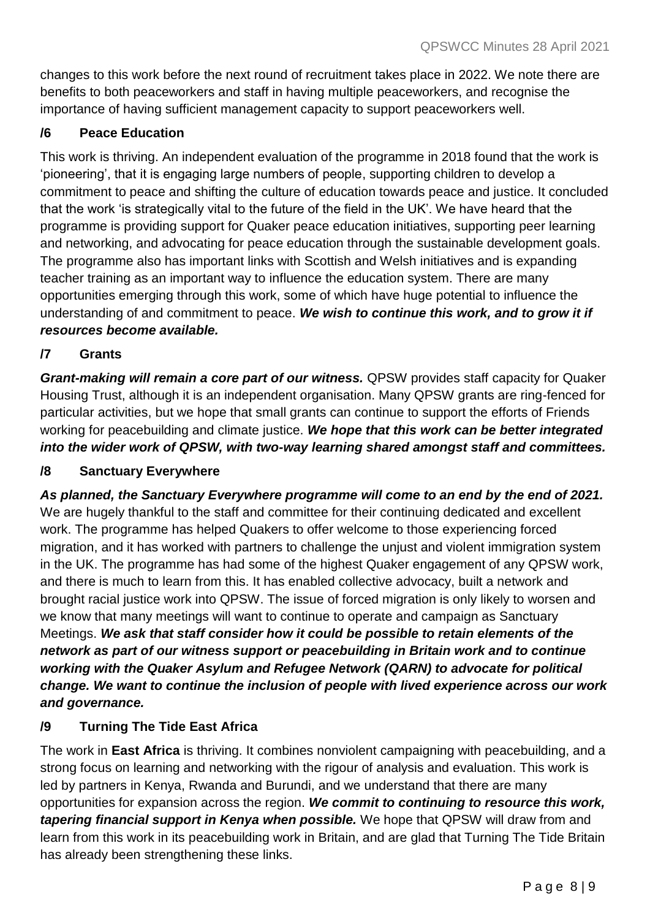changes to this work before the next round of recruitment takes place in 2022. We note there are benefits to both peaceworkers and staff in having multiple peaceworkers, and recognise the importance of having sufficient management capacity to support peaceworkers well.

### /6 Peace Education

This work is thriving. An independent evaluation of the programme in 2018 found that the work is 'pioneering', that it is engaging large numbers of people, supporting children to develop a commitment to peace and shifting the culture of education towards peace and justice. It concluded that the work 'is strategically vital to the future of the field in the UK'. We have heard that the programme is providing support for Quaker peace education initiatives, supporting peer learning and networking, and advocating for peace education through the sustainable development goals. The programme also has important links with Scottish and Welsh initiatives and is expanding teacher training as an important way to influence the education system. There are many opportunities emerging through this work, some of which have huge potential to influence the understanding of and commitment to peace. ***We wish to continue this work, and to grow it if resources become available.***

### /7 Grants

***Grant-making will remain a core part of our witness.*** QPSW provides staff capacity for Quaker Housing Trust, although it is an independent organisation. Many QPSW grants are ring-fenced for particular activities, but we hope that small grants can continue to support the efforts of Friends working for peacebuilding and climate justice. ***We hope that this work can be better integrated into the wider work of QPSW, with two-way learning shared amongst staff and committees.***

### /8 Sanctuary Everywhere

***As planned, the Sanctuary Everywhere programme will come to an end by the end of 2021.*** We are hugely thankful to the staff and committee for their continuing dedicated and excellent work. The programme has helped Quakers to offer welcome to those experiencing forced migration, and it has worked with partners to challenge the unjust and violent immigration system in the UK. The programme has had some of the highest Quaker engagement of any QPSW work, and there is much to learn from this. It has enabled collective advocacy, built a network and brought racial justice work into QPSW. The issue of forced migration is only likely to worsen and we know that many meetings will want to continue to operate and campaign as Sanctuary Meetings. ***We ask that staff consider how it could be possible to retain elements of the network as part of our witness support or peacebuilding in Britain work and to continue working with the Quaker Asylum and Refugee Network (QARN) to advocate for political change. We want to continue the inclusion of people with lived experience across our work and governance.***

### /9 Turning The Tide East Africa

The work in **East Africa** is thriving. It combines nonviolent campaigning with peacebuilding, and a strong focus on learning and networking with the rigour of analysis and evaluation. This work is led by partners in Kenya, Rwanda and Burundi, and we understand that there are many opportunities for expansion across the region. ***We commit to continuing to resource this work, tapering financial support in Kenya when possible.*** We hope that QPSW will draw from and learn from this work in its peacebuilding work in Britain, and are glad that Turning The Tide Britain has already been strengthening these links.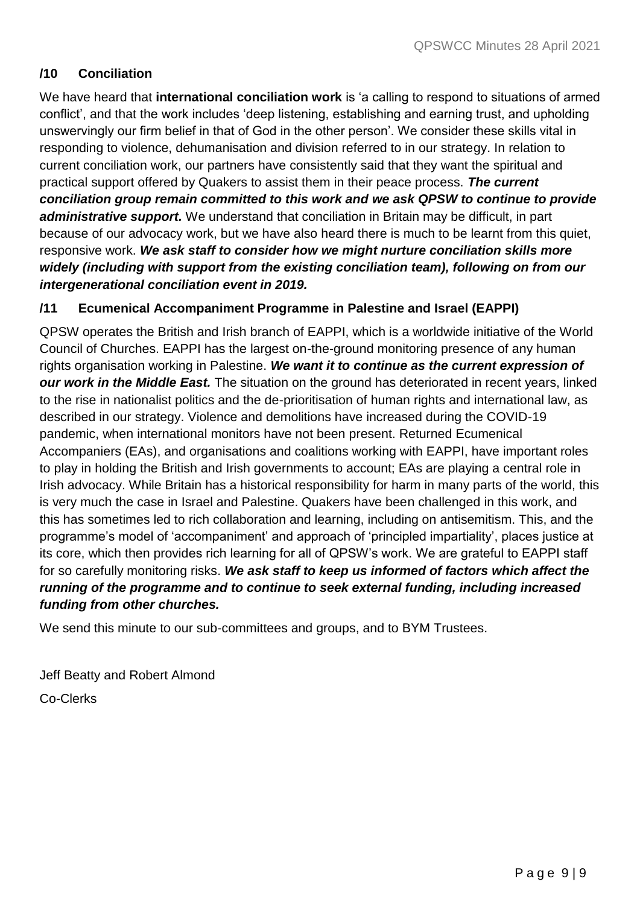### /10 Conciliation

We have heard that **international conciliation work** is 'a calling to respond to situations of armed conflict', and that the work includes 'deep listening, establishing and earning trust, and upholding unswervingly our firm belief in that of God in the other person'. We consider these skills vital in responding to violence, dehumanisation and division referred to in our strategy. In relation to current conciliation work, our partners have consistently said that they want the spiritual and practical support offered by Quakers to assist them in their peace process. ***The current conciliation group remain committed to this work and we ask QPSW to continue to provide administrative support.*** We understand that conciliation in Britain may be difficult, in part because of our advocacy work, but we have also heard there is much to be learnt from this quiet, responsive work. ***We ask staff to consider how we might nurture conciliation skills more widely (including with support from the existing conciliation team), following on from our intergenerational conciliation event in 2019.***

### /11 Ecumenical Accompaniment Programme in Palestine and Israel (EAPPI)

QPSW operates the British and Irish branch of EAPPI, which is a worldwide initiative of the World Council of Churches. EAPPI has the largest on-the-ground monitoring presence of any human rights organisation working in Palestine. ***We want it to continue as the current expression of our work in the Middle East.*** The situation on the ground has deteriorated in recent years, linked to the rise in nationalist politics and the de-prioritisation of human rights and international law, as described in our strategy. Violence and demolitions have increased during the COVID-19 pandemic, when international monitors have not been present. Returned Ecumenical Accompaniers (EAs), and organisations and coalitions working with EAPPI, have important roles to play in holding the British and Irish governments to account; EAs are playing a central role in Irish advocacy. While Britain has a historical responsibility for harm in many parts of the world, this is very much the case in Israel and Palestine. Quakers have been challenged in this work, and this has sometimes led to rich collaboration and learning, including on antisemitism. This, and the programme's model of 'accompaniment' and approach of 'principled impartiality', places justice at its core, which then provides rich learning for all of QPSW's work. We are grateful to EAPPI staff for so carefully monitoring risks. ***We ask staff to keep us informed of factors which affect the running of the programme and to continue to seek external funding, including increased funding from other churches.***

We send this minute to our sub-committees and groups, and to BYM Trustees.

Jeff Beatty and Robert Almond

Co-Clerks